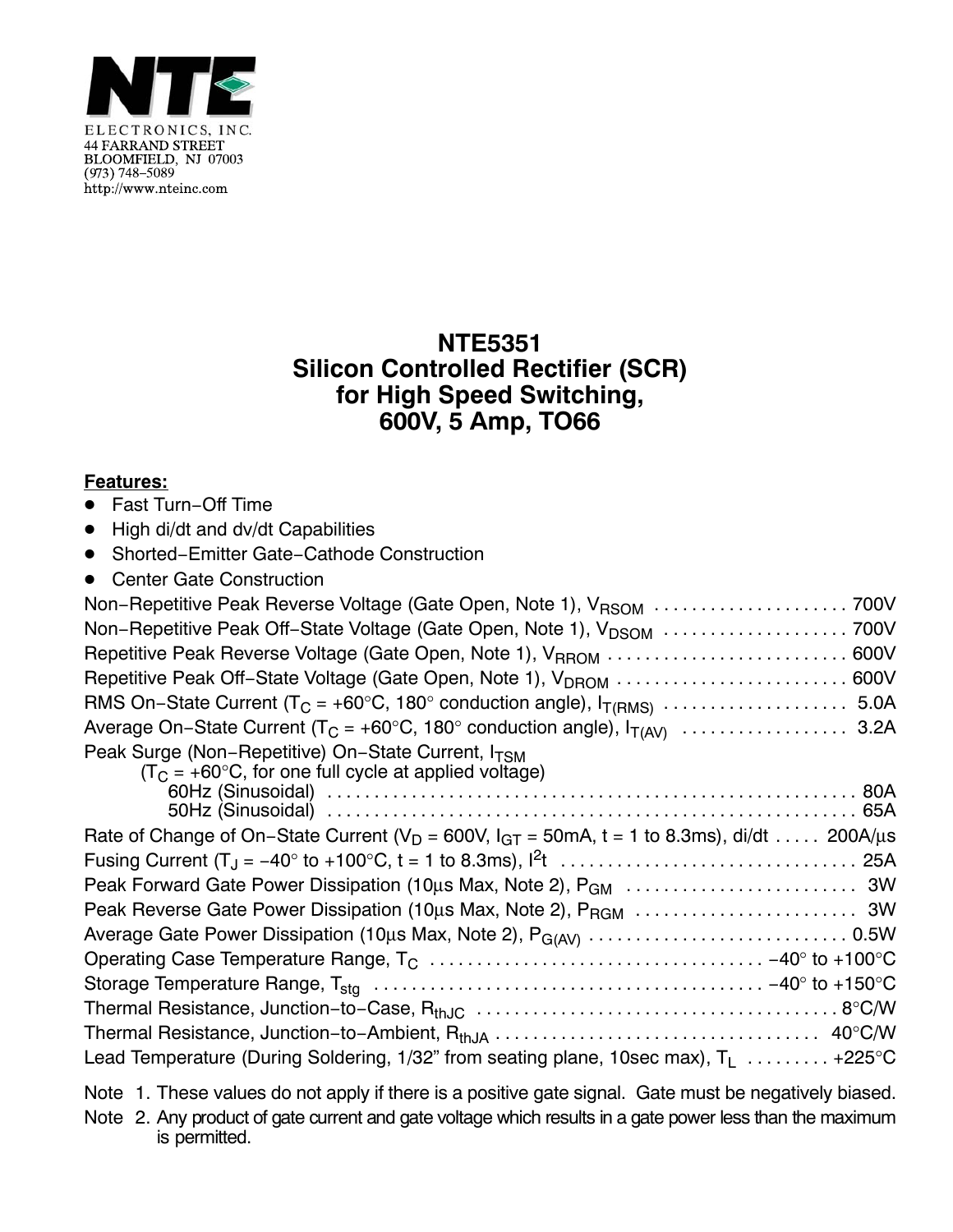NTE

ELECTRONICS, INC.
44 FARRAND STREET
BLOOMFIELD, NJ 07003
(973) 748–5089
http://www.nteinc.com

# NTE5351
# Silicon Controlled Rectifier (SCR) for High Speed Switching, 600V, 5 Amp, TO66

**Features:**
- Fast Turn–Off Time
- High di/dt and dv/dt Capabilities
- Shorted–Emitter Gate–Cathode Construction
- Center Gate Construction

Non–Repetitive Peak Reverse Voltage (Gate Open, Note 1), $V_{RSOM}$ .................... 700V
Non–Repetitive Peak Off–State Voltage (Gate Open, Note 1), $V_{DSOM}$ .................... 700V
Repetitive Peak Reverse Voltage (Gate Open, Note 1), $V_{RROM}$ .................... 600V
Repetitive Peak Off–State Voltage (Gate Open, Note 1), $V_{DROM}$ .................... 600V
RMS On–State Current ($T_C$ = +60°C, 180° conduction angle), $I_{T(RMS)}$ .................... 5.0A
Average On–State Current ($T_C$ = +60°C, 180° conduction angle), $I_{T(AV)}$ .................... 3.2A
Peak Surge (Non–Repetitive) On–State Current, $I_{TSM}$
($T_C$ = +60°C, for one full cycle at applied voltage)
60Hz (Sinusoidal) .................... 80A
50Hz (Sinusoidal) .................... 65A
Rate of Change of On–State Current ($V_D$ = 600V, $I_{GT}$ = 50mA, t = 1 to 8.3ms), di/dt ..... 200A/µs
Fusing Current ($T_J$ = −40° to +100°C, t = 1 to 8.3ms), $I^2t$ .................... 25A
Peak Forward Gate Power Dissipation (10µs Max, Note 2), $P_{GM}$ .................... 3W
Peak Reverse Gate Power Dissipation (10µs Max, Note 2), $P_{RGM}$ .................... 3W
Average Gate Power Dissipation (10µs Max, Note 2), $P_{G(AV)}$ .................... 0.5W
Operating Case Temperature Range, $T_C$ .................... −40° to +100°C
Storage Temperature Range, $T_{stg}$ .................... −40° to +150°C
Thermal Resistance, Junction–to–Case, $R_{thJC}$ .................... 8°C/W
Thermal Resistance, Junction–to–Ambient, $R_{thJA}$ .................... 40°C/W
Lead Temperature (During Soldering, 1/32" from seating plane, 10sec max), $T_L$ .................... +225°C

Note 1. These values do not apply if there is a positive gate signal. Gate must be negatively biased.

Note 2. Any product of gate current and gate voltage which results in a gate power less than the maximum is permitted.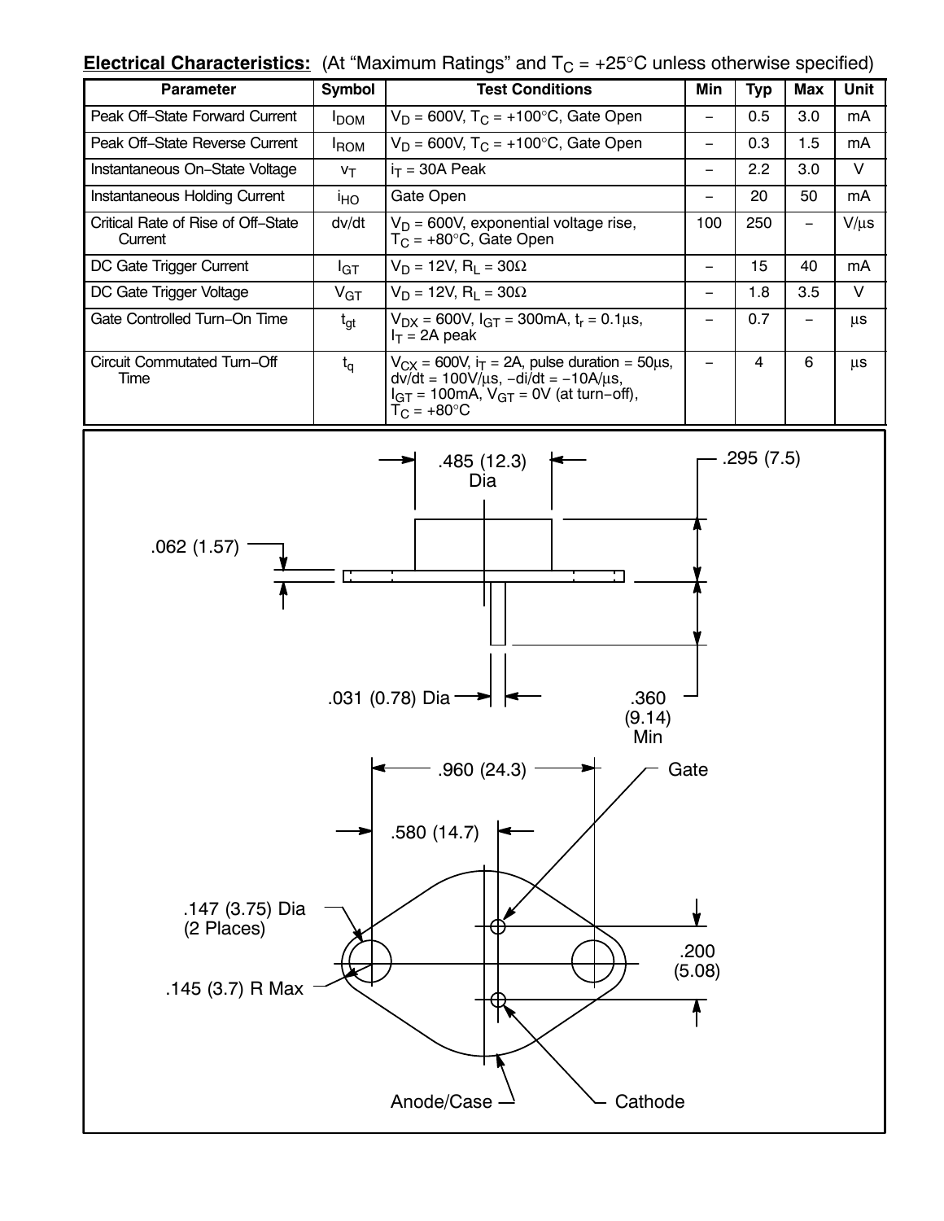**Electrical Characteristics:** (At "Maximum Ratings" and $T_C$ = +25°C unless otherwise specified)

| Parameter | Symbol | Test Conditions | Min | Typ | Max | Unit |
|---|---|---|---|---|---|---|
| Peak Off–State Forward Current | $I_{DOM}$ | $V_D$ = 600V, $T_C$ = +100°C, Gate Open | – | 0.5 | 3.0 | mA |
| Peak Off–State Reverse Current | $I_{ROM}$ | $V_D$ = 600V, $T_C$ = +100°C, Gate Open | – | 0.3 | 1.5 | mA |
| Instantaneous On–State Voltage | $v_T$ | $i_T$ = 30A Peak | – | 2.2 | 3.0 | V |
| Instantaneous Holding Current | $i_{HO}$ | Gate Open | – | 20 | 50 | mA |
| Critical Rate of Rise of Off–State Current | dv/dt | $V_D$ = 600V, exponential voltage rise, $T_C$ = +80°C, Gate Open | 100 | 250 | – | V/μs |
| DC Gate Trigger Current | $I_{GT}$ | $V_D$ = 12V, $R_L$ = 30Ω | – | 15 | 40 | mA |
| DC Gate Trigger Voltage | $V_{GT}$ | $V_D$ = 12V, $R_L$ = 30Ω | – | 1.8 | 3.5 | V |
| Gate Controlled Turn–On Time | $t_{gt}$ | $V_{DX}$ = 600V, $I_{GT}$ = 300mA, $t_r$ = 0.1μs, $I_T$ = 2A peak | – | 0.7 | – | μs |
| Circuit Commutated Turn–Off Time | $t_q$ | $V_{CX}$ = 600V, $i_T$ = 2A, pulse duration = 50μs, dv/dt = 100V/μs, −di/dt = −10A/μs, $I_{GT}$ = 100mA, $V_{GT}$ = 0V (at turn–off), $T_C$ = +80°C | – | 4 | 6 | μs |

.485 (12.3) Dia

.295 (7.5)

.062 (1.57)

.031 (0.78) Dia

.360 (9.14) Min

.960 (24.3)

Gate

.580 (14.7)

.147 (3.75) Dia (2 Places)

.200 (5.08)

.145 (3.7) R Max

Anode/Case

Cathode